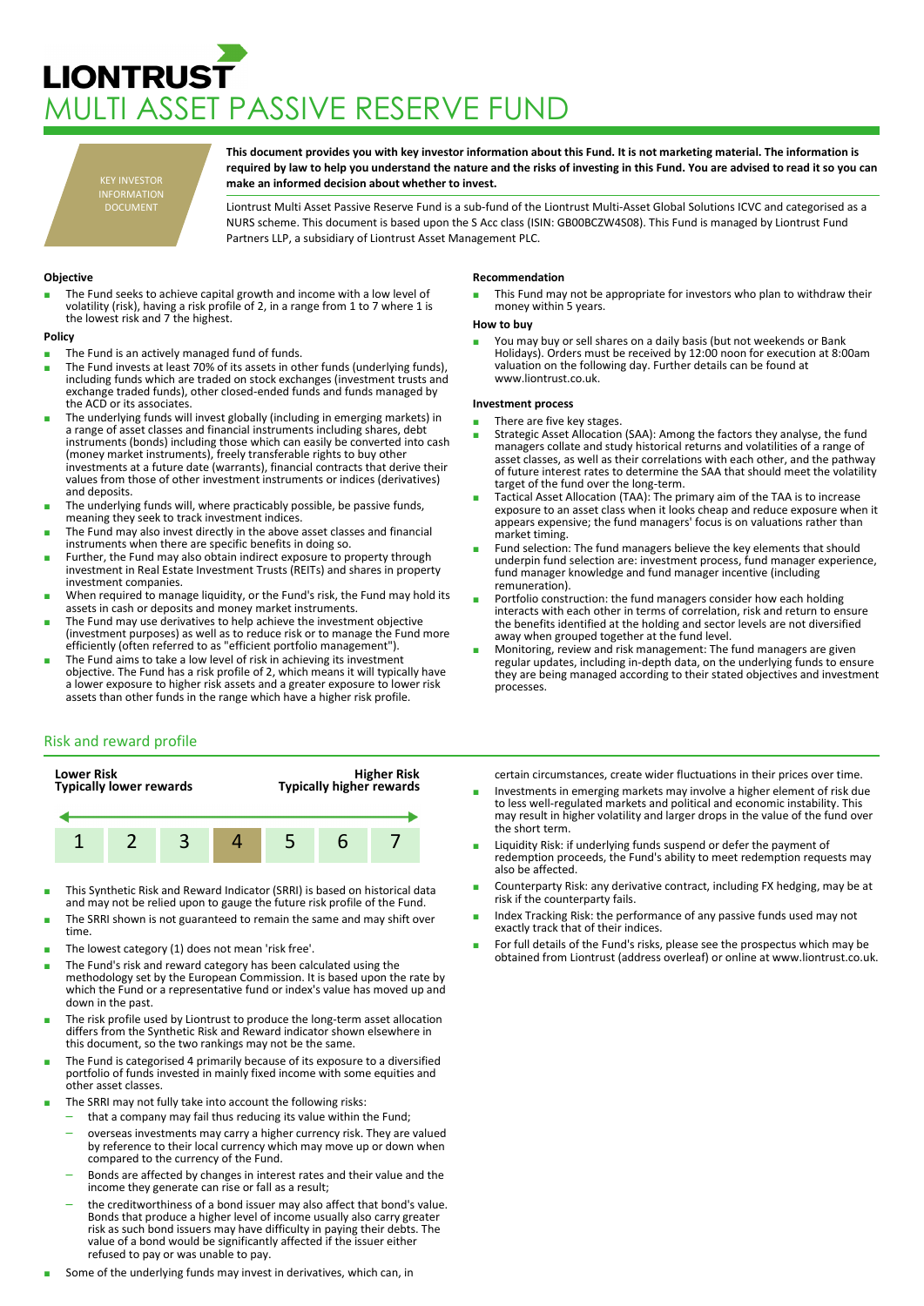# LIONTRUST

# MULTI ASSET PASSIVE RESERVE FUND

KEY INVESTOR INFORMATION DOCUMENT

**This document provides you with key investor information about this Fund. It is not marketing material. The information is required by law to help you understand the nature and the risks of investing in this Fund. You are advised to read it so you can make an informed decision about whether to invest.**

Liontrust Multi Asset Passive Reserve Fund is a sub-fund of the Liontrust Multi-Asset Global Solutions ICVC and categorised as a NURS scheme. This document is based upon the S Acc class (ISIN: GB00BCZW4S08). This Fund is managed by Liontrust Fund Partners LLP, a subsidiary of Liontrust Asset Management PLC.

### Objective

- The Fund seeks to achieve capital growth and income with a low level of volatility (risk), having a risk profile of 2, in a range from 1 to 7 where 1 is the lowest risk and 7 the highest.

### Policy

- The Fund is an actively managed fund of funds.
- The Fund invests at least 70% of its assets in other funds (underlying funds), including funds which are traded on stock exchanges (investment trusts and exchange traded funds), other closed-ended funds and funds managed by the ACD or its associates.
- The underlying funds will invest globally (including in emerging markets) in a range of asset classes and financial instruments including shares, debt instruments (bonds) including those which can easily be converted into cash (money market instruments), freely transferable rights to buy other investments at a future date (warrants), financial contracts that derive their values from those of other investment instruments or indices (derivatives) and deposits.
- The underlying funds will, where practicably possible, be passive funds, meaning they seek to track investment indices.
- The Fund may also invest directly in the above asset classes and financial instruments when there are specific benefits in doing so.
- Further, the Fund may also obtain indirect exposure to property through investment in Real Estate Investment Trusts (REITs) and shares in property investment companies.
- When required to manage liquidity, or the Fund's risk, the Fund may hold its assets in cash or deposits and money market instruments.
- The Fund may use derivatives to help achieve the investment objective (investment purposes) as well as to reduce risk or to manage the Fund more efficiently (often referred to as "efficient portfolio management").
- The Fund aims to take a low level of risk in achieving its investment objective. The Fund has a risk profile of 2, which means it will typically have a lower exposure to higher risk assets and a greater exposure to lower risk assets than other funds in the range which have a higher risk profile.

### Recommendation

- This Fund may not be appropriate for investors who plan to withdraw their money within 5 years.

### How to buy

- You may buy or sell shares on a daily basis (but not weekends or Bank Holidays). Orders must be received by 12:00 noon for execution at 8:00am valuation on the following day. Further details can be found at www.liontrust.co.uk.

### Investment process

- There are five key stages.
- Strategic Asset Allocation (SAA): Among the factors they analyse, the fund managers collate and study historical returns and volatilities of a range of asset classes, as well as their correlations with each other, and the pathway of future interest rates to determine the SAA that should meet the volatility target of the fund over the long-term.
- Tactical Asset Allocation (TAA): The primary aim of the TAA is to increase exposure to an asset class when it looks cheap and reduce exposure when it appears expensive; the fund managers' focus is on valuations rather than market timing.
- Fund selection: The fund managers believe the key elements that should underpin fund selection are: investment process, fund manager experience, fund manager knowledge and fund manager incentive (including remuneration).
- Portfolio construction: the fund managers consider how each holding interacts with each other in terms of correlation, risk and return to ensure the benefits identified at the holding and sector levels are not diversified away when grouped together at the fund level.
- Monitoring, review and risk management: The fund managers are given regular updates, including in-depth data, on the underlying funds to ensure they are being managed according to their stated objectives and investment processes.

## Risk and reward profile

| Lower Risk<br>Typically lower rewards | | | | | | Higher Risk<br>Typically higher rewards |
|---|---|---|---|---|---|---|
| 1 | 2 | 3 | **4** | 5 | 6 | 7 |

- This Synthetic Risk and Reward Indicator (SRRI) is based on historical data and may not be relied upon to gauge the future risk profile of the Fund.
- The SRRI shown is not guaranteed to remain the same and may shift over time.
- The lowest category (1) does not mean 'risk free'.
- The Fund's risk and reward category has been calculated using the methodology set by the European Commission. It is based upon the rate by which the Fund or a representative fund or index's value has moved up and down in the past.
- The risk profile used by Liontrust to produce the long-term asset allocation differs from the Synthetic Risk and Reward indicator shown elsewhere in this document, so the two rankings may not be the same.
- The Fund is categorised 4 primarily because of its exposure to a diversified portfolio of funds invested in mainly fixed income with some equities and other asset classes.
- The SRRI may not fully take into account the following risks:
  - that a company may fail thus reducing its value within the Fund;
  - overseas investments may carry a higher currency risk. They are valued by reference to their local currency which may move up or down when compared to the currency of the Fund.
  - Bonds are affected by changes in interest rates and their value and the income they generate can rise or fall as a result;
  - the creditworthiness of a bond issuer may also affect that bond's value. Bonds that produce a higher level of income usually also carry greater risk as such bond issuers may have difficulty in paying their debts. The value of a bond would be significantly affected if the issuer either refused to pay or was unable to pay.
- Some of the underlying funds may invest in derivatives, which can, in certain circumstances, create wider fluctuations in their prices over time.
- Investments in emerging markets may involve a higher element of risk due to less well-regulated markets and political and economic instability. This may result in higher volatility and larger drops in the value of the fund over the short term.
- Liquidity Risk: if underlying funds suspend or defer the payment of redemption proceeds, the Fund's ability to meet redemption requests may also be affected.
- Counterparty Risk: any derivative contract, including FX hedging, may be at risk if the counterparty fails.
- Index Tracking Risk: the performance of any passive funds used may not exactly track that of their indices.
- For full details of the Fund's risks, please see the prospectus which may be obtained from Liontrust (address overleaf) or online at www.liontrust.co.uk.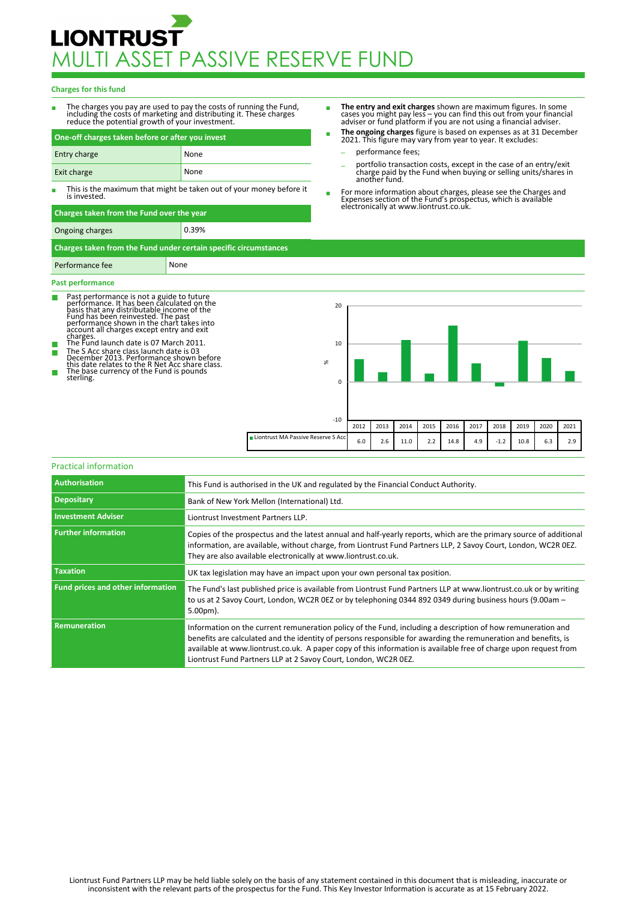# LIONTRUST
# MULTI ASSET PASSIVE RESERVE FUND

### Charges for this fund

- The charges you pay are used to pay the costs of running the Fund, including the costs of marketing and distributing it. These charges reduce the potential growth of your investment.

| One-off charges taken before or after you invest | |
|---|---|
| Entry charge | None |
| Exit charge | None |

- This is the maximum that might be taken out of your money before it is invested.

| Charges taken from the Fund over the year | |
|---|---|
| Ongoing charges | 0.39% |

| Charges taken from the Fund under certain specific circumstances | |
|---|---|
| Performance fee | None |

- **The entry and exit charges** shown are maximum figures. In some cases you might pay less – you can find this out from your financial adviser or fund platform if you are not using a financial adviser.
- **The ongoing charges** figure is based on expenses as at 31 December 2021. This figure may vary from year to year. It excludes:
  - performance fees;
  - portfolio transaction costs, except in the case of an entry/exit charge paid by the Fund when buying or selling units/shares in another fund.
- For more information about charges, please see the Charges and Expenses section of the Fund's prospectus, which is available electronically at www.liontrust.co.uk.

### Past performance

- Past performance is not a guide to future performance. It has been calculated on the basis that any distributable income of the Fund has been reinvested. The past performance shown in the chart takes into account all charges except entry and exit charges.
- The Fund launch date is 07 March 2011.
- The S Acc share class launch date is 03 December 2013. Performance shown before this date relates to the R Net Acc share class.
- The base currency of the Fund is pounds sterling.

%
20
10
0
-10

2012 2013 2014 2015 2016 2017 2018 2019 2020 2021

Liontrust MA Passive Reserve S Acc: 6.0 2.6 11.0 2.2 14.8 4.9 -1.2 10.8 6.3 2.9

### Practical information

| | |
|---|---|
| **Authorisation** | This Fund is authorised in the UK and regulated by the Financial Conduct Authority. |
| **Depositary** | Bank of New York Mellon (International) Ltd. |
| **Investment Adviser** | Liontrust Investment Partners LLP. |
| **Further information** | Copies of the prospectus and the latest annual and half-yearly reports, which are the primary source of additional information, are available, without charge, from Liontrust Fund Partners LLP, 2 Savoy Court, London, WC2R 0EZ. They are also available electronically at www.liontrust.co.uk. |
| **Taxation** | UK tax legislation may have an impact upon your own personal tax position. |
| **Fund prices and other information** | The Fund's last published price is available from Liontrust Fund Partners LLP at www.liontrust.co.uk or by writing to us at 2 Savoy Court, London, WC2R 0EZ or by telephoning 0344 892 0349 during business hours (9.00am – 5.00pm). |
| **Remuneration** | Information on the current remuneration policy of the Fund, including a description of how remuneration and benefits are calculated and the identity of persons responsible for awarding the remuneration and benefits, is available at www.liontrust.co.uk. A paper copy of this information is available free of charge upon request from Liontrust Fund Partners LLP at 2 Savoy Court, London, WC2R 0EZ. |

Liontrust Fund Partners LLP may be held liable solely on the basis of any statement contained in this document that is misleading, inaccurate or inconsistent with the relevant parts of the prospectus for the Fund. This Key Investor Information is accurate as at 15 February 2022.